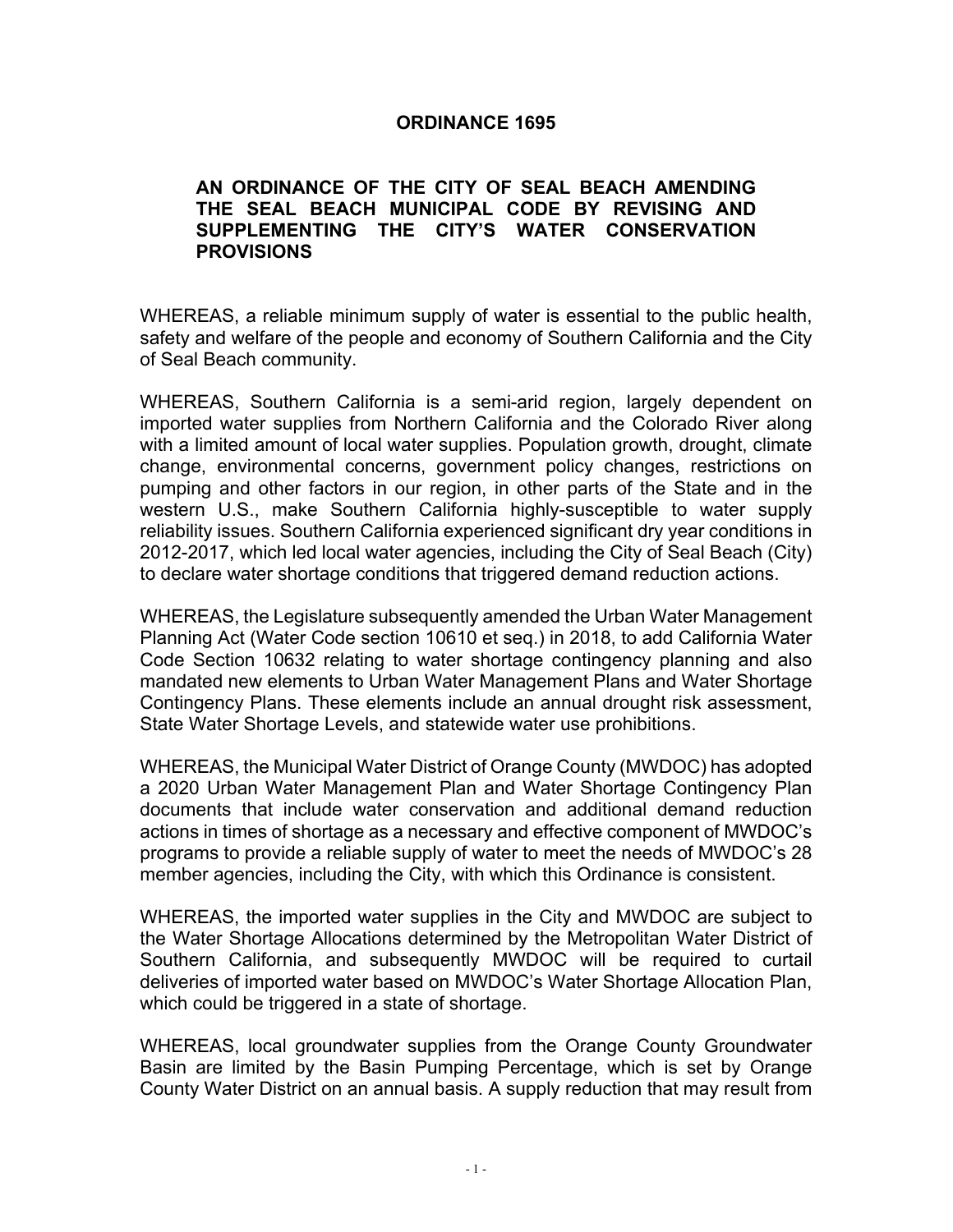# ORDINANCE 1695

## AN ORDINANCE OF THE CITY OF SEAL BEACH AMENDING THE SEAL BEACH MUNICIPAL CODE BY REVISING AND SUPPLEMENTING THE CITY'S WATER CONSERVATION PROVISIONS

WHEREAS, a reliable minimum supply of water is essential to the public health, safety and welfare of the people and economy of Southern California and the City of Seal Beach community.

WHEREAS, Southern California is a semi-arid region, largely dependent on imported water supplies from Northern California and the Colorado River along with a limited amount of local water supplies. Population growth, drought, climate change, environmental concerns, government policy changes, restrictions on pumping and other factors in our region, in other parts of the State and in the western U.S., make Southern California highly-susceptible to water supply reliability issues. Southern California experienced significant dry year conditions in 2012-2017, which led local water agencies, including the City of Seal Beach (City) to declare water shortage conditions that triggered demand reduction actions.

WHEREAS, the Legislature subsequently amended the Urban Water Management Planning Act (Water Code section 10610 et seq.) in 2018, to add California Water Code Section 10632 relating to water shortage contingency planning and also mandated new elements to Urban Water Management Plans and Water Shortage Contingency Plans. These elements include an annual drought risk assessment, State Water Shortage Levels, and statewide water use prohibitions.

WHEREAS, the Municipal Water District of Orange County (MWDOC) has adopted a 2020 Urban Water Management Plan and Water Shortage Contingency Plan documents that include water conservation and additional demand reduction actions in times of shortage as a necessary and effective component of MWDOC's programs to provide a reliable supply of water to meet the needs of MWDOC's 28 member agencies, including the City, with which this Ordinance is consistent.

WHEREAS, the imported water supplies in the City and MWDOC are subject to the Water Shortage Allocations determined by the Metropolitan Water District of Southern California, and subsequently MWDOC will be required to curtail deliveries of imported water based on MWDOC's Water Shortage Allocation Plan, which could be triggered in a state of shortage.

WHEREAS, local groundwater supplies from the Orange County Groundwater Basin are limited by the Basin Pumping Percentage, which is set by Orange County Water District on an annual basis. A supply reduction that may result from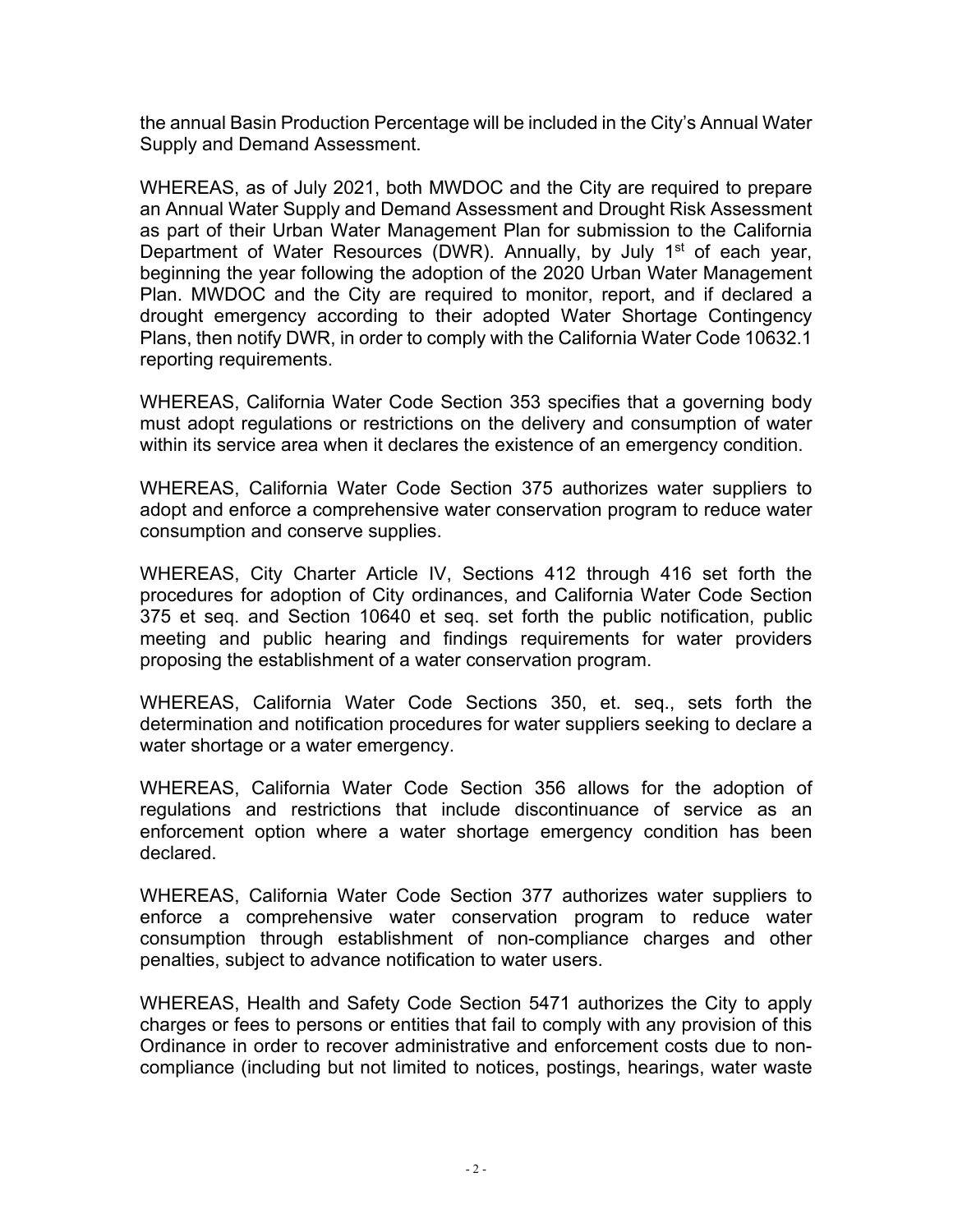the annual Basin Production Percentage will be included in the City's Annual Water Supply and Demand Assessment.

WHEREAS, as of July 2021, both MWDOC and the City are required to prepare an Annual Water Supply and Demand Assessment and Drought Risk Assessment as part of their Urban Water Management Plan for submission to the California Department of Water Resources (DWR). Annually, by July 1st of each year, beginning the year following the adoption of the 2020 Urban Water Management Plan. MWDOC and the City are required to monitor, report, and if declared a drought emergency according to their adopted Water Shortage Contingency Plans, then notify DWR, in order to comply with the California Water Code 10632.1 reporting requirements.

WHEREAS, California Water Code Section 353 specifies that a governing body must adopt regulations or restrictions on the delivery and consumption of water within its service area when it declares the existence of an emergency condition.

WHEREAS, California Water Code Section 375 authorizes water suppliers to adopt and enforce a comprehensive water conservation program to reduce water consumption and conserve supplies.

WHEREAS, City Charter Article IV, Sections 412 through 416 set forth the procedures for adoption of City ordinances, and California Water Code Section 375 et seq. and Section 10640 et seq. set forth the public notification, public meeting and public hearing and findings requirements for water providers proposing the establishment of a water conservation program.

WHEREAS, California Water Code Sections 350, et. seq., sets forth the determination and notification procedures for water suppliers seeking to declare a water shortage or a water emergency.

WHEREAS, California Water Code Section 356 allows for the adoption of regulations and restrictions that include discontinuance of service as an enforcement option where a water shortage emergency condition has been declared.

WHEREAS, California Water Code Section 377 authorizes water suppliers to enforce a comprehensive water conservation program to reduce water consumption through establishment of non-compliance charges and other penalties, subject to advance notification to water users.

WHEREAS, Health and Safety Code Section 5471 authorizes the City to apply charges or fees to persons or entities that fail to comply with any provision of this Ordinance in order to recover administrative and enforcement costs due to non-compliance (including but not limited to notices, postings, hearings, water waste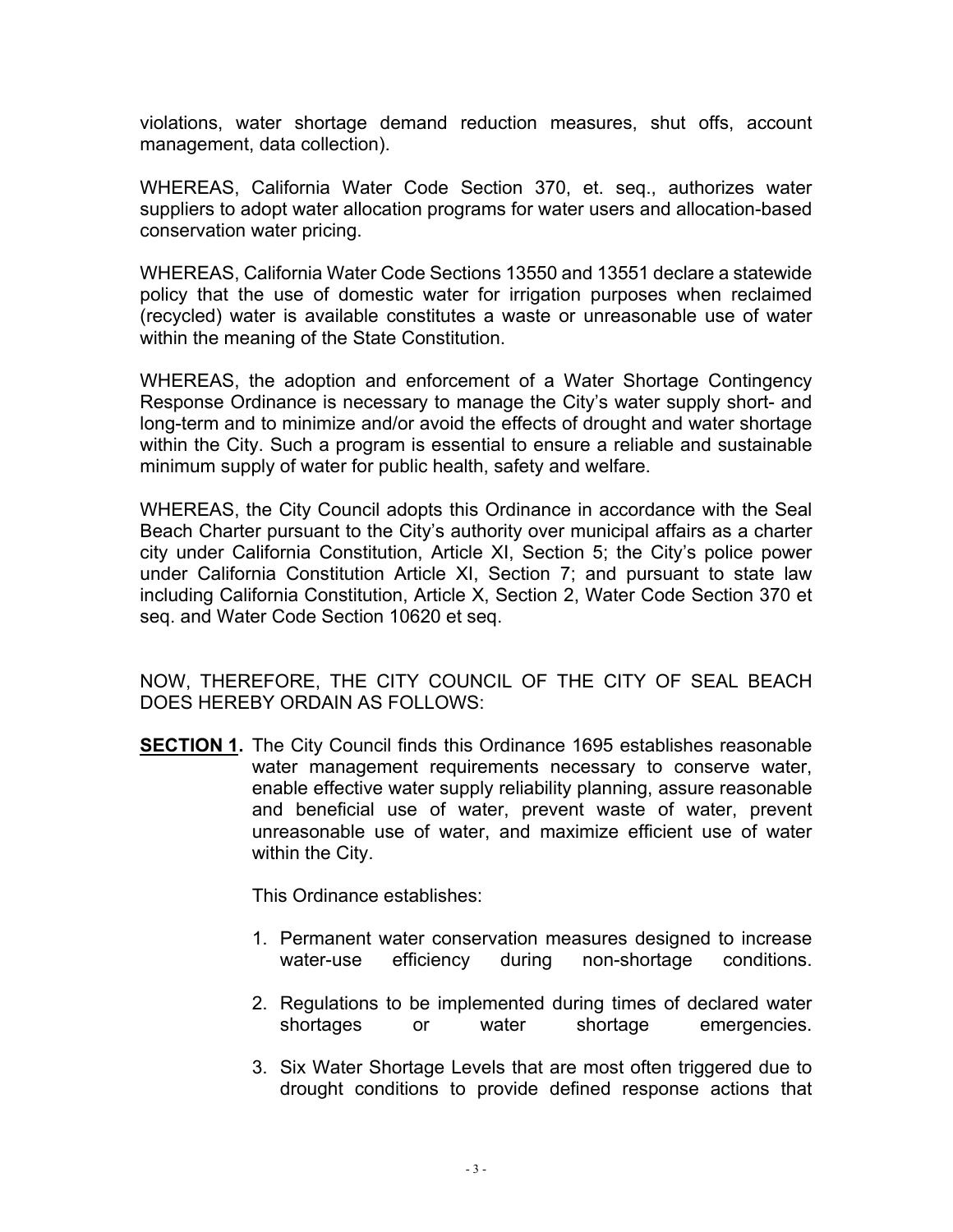violations, water shortage demand reduction measures, shut offs, account management, data collection).

WHEREAS, California Water Code Section 370, et. seq., authorizes water suppliers to adopt water allocation programs for water users and allocation-based conservation water pricing.

WHEREAS, California Water Code Sections 13550 and 13551 declare a statewide policy that the use of domestic water for irrigation purposes when reclaimed (recycled) water is available constitutes a waste or unreasonable use of water within the meaning of the State Constitution.

WHEREAS, the adoption and enforcement of a Water Shortage Contingency Response Ordinance is necessary to manage the City's water supply short- and long-term and to minimize and/or avoid the effects of drought and water shortage within the City. Such a program is essential to ensure a reliable and sustainable minimum supply of water for public health, safety and welfare.

WHEREAS, the City Council adopts this Ordinance in accordance with the Seal Beach Charter pursuant to the City's authority over municipal affairs as a charter city under California Constitution, Article XI, Section 5; the City's police power under California Constitution Article XI, Section 7; and pursuant to state law including California Constitution, Article X, Section 2, Water Code Section 370 et seq. and Water Code Section 10620 et seq.

NOW, THEREFORE, THE CITY COUNCIL OF THE CITY OF SEAL BEACH DOES HEREBY ORDAIN AS FOLLOWS:

**SECTION 1.** The City Council finds this Ordinance 1695 establishes reasonable water management requirements necessary to conserve water, enable effective water supply reliability planning, assure reasonable and beneficial use of water, prevent waste of water, prevent unreasonable use of water, and maximize efficient use of water within the City.

This Ordinance establishes:

1. Permanent water conservation measures designed to increase water-use efficiency during non-shortage conditions.
2. Regulations to be implemented during times of declared water shortages or water shortage emergencies.
3. Six Water Shortage Levels that are most often triggered due to drought conditions to provide defined response actions that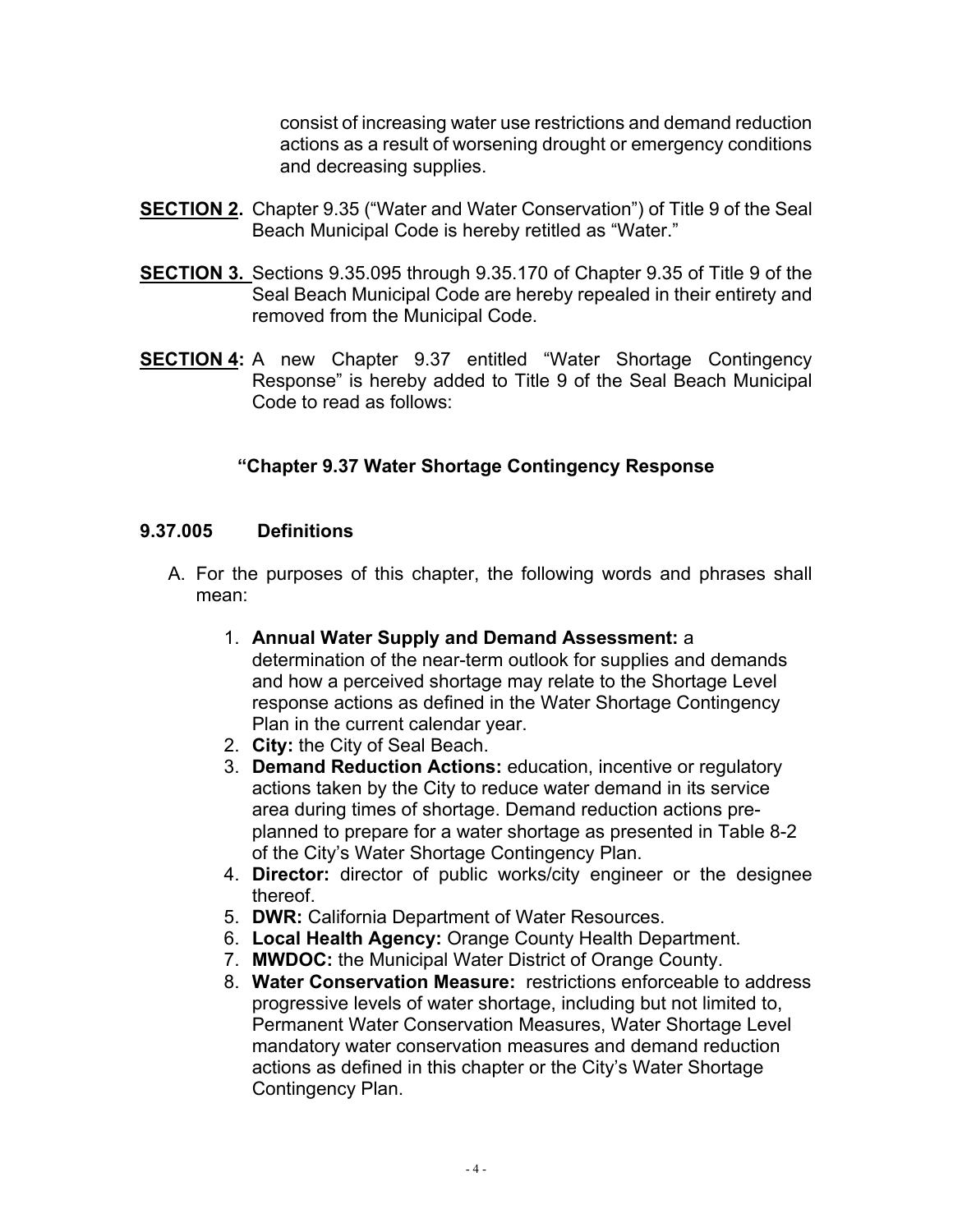consist of increasing water use restrictions and demand reduction actions as a result of worsening drought or emergency conditions and decreasing supplies.

**SECTION 2.** Chapter 9.35 ("Water and Water Conservation") of Title 9 of the Seal Beach Municipal Code is hereby retitled as "Water."

**SECTION 3.** Sections 9.35.095 through 9.35.170 of Chapter 9.35 of Title 9 of the Seal Beach Municipal Code are hereby repealed in their entirety and removed from the Municipal Code.

**SECTION 4:** A new Chapter 9.37 entitled "Water Shortage Contingency Response" is hereby added to Title 9 of the Seal Beach Municipal Code to read as follows:

### "Chapter 9.37 Water Shortage Contingency Response

#### 9.37.005 Definitions

A. For the purposes of this chapter, the following words and phrases shall mean:

1. **Annual Water Supply and Demand Assessment:** a determination of the near-term outlook for supplies and demands and how a perceived shortage may relate to the Shortage Level response actions as defined in the Water Shortage Contingency Plan in the current calendar year.
2. **City:** the City of Seal Beach.
3. **Demand Reduction Actions:** education, incentive or regulatory actions taken by the City to reduce water demand in its service area during times of shortage. Demand reduction actions pre-planned to prepare for a water shortage as presented in Table 8-2 of the City's Water Shortage Contingency Plan.
4. **Director:** director of public works/city engineer or the designee thereof.
5. **DWR:** California Department of Water Resources.
6. **Local Health Agency:** Orange County Health Department.
7. **MWDOC:** the Municipal Water District of Orange County.
8. **Water Conservation Measure:** restrictions enforceable to address progressive levels of water shortage, including but not limited to, Permanent Water Conservation Measures, Water Shortage Level mandatory water conservation measures and demand reduction actions as defined in this chapter or the City's Water Shortage Contingency Plan.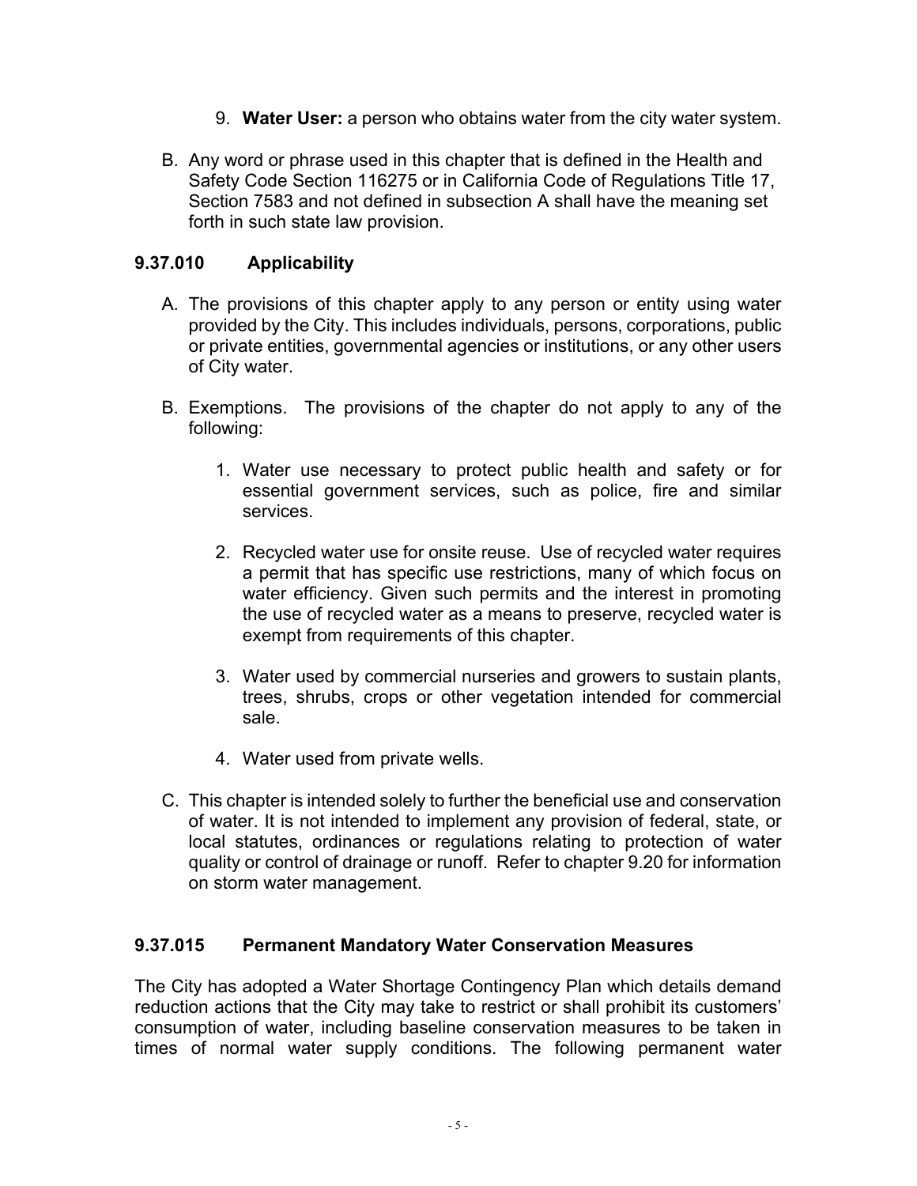9. **Water User:** a person who obtains water from the city water system.

B. Any word or phrase used in this chapter that is defined in the Health and Safety Code Section 116275 or in California Code of Regulations Title 17, Section 7583 and not defined in subsection A shall have the meaning set forth in such state law provision.

### 9.37.010 Applicability

A. The provisions of this chapter apply to any person or entity using water provided by the City. This includes individuals, persons, corporations, public or private entities, governmental agencies or institutions, or any other users of City water.

B. Exemptions. The provisions of the chapter do not apply to any of the following:

   1. Water use necessary to protect public health and safety or for essential government services, such as police, fire and similar services.

   2. Recycled water use for onsite reuse. Use of recycled water requires a permit that has specific use restrictions, many of which focus on water efficiency. Given such permits and the interest in promoting the use of recycled water as a means to preserve, recycled water is exempt from requirements of this chapter.

   3. Water used by commercial nurseries and growers to sustain plants, trees, shrubs, crops or other vegetation intended for commercial sale.

   4. Water used from private wells.

C. This chapter is intended solely to further the beneficial use and conservation of water. It is not intended to implement any provision of federal, state, or local statutes, ordinances or regulations relating to protection of water quality or control of drainage or runoff. Refer to chapter 9.20 for information on storm water management.

### 9.37.015 Permanent Mandatory Water Conservation Measures

The City has adopted a Water Shortage Contingency Plan which details demand reduction actions that the City may take to restrict or shall prohibit its customers' consumption of water, including baseline conservation measures to be taken in times of normal water supply conditions. The following permanent water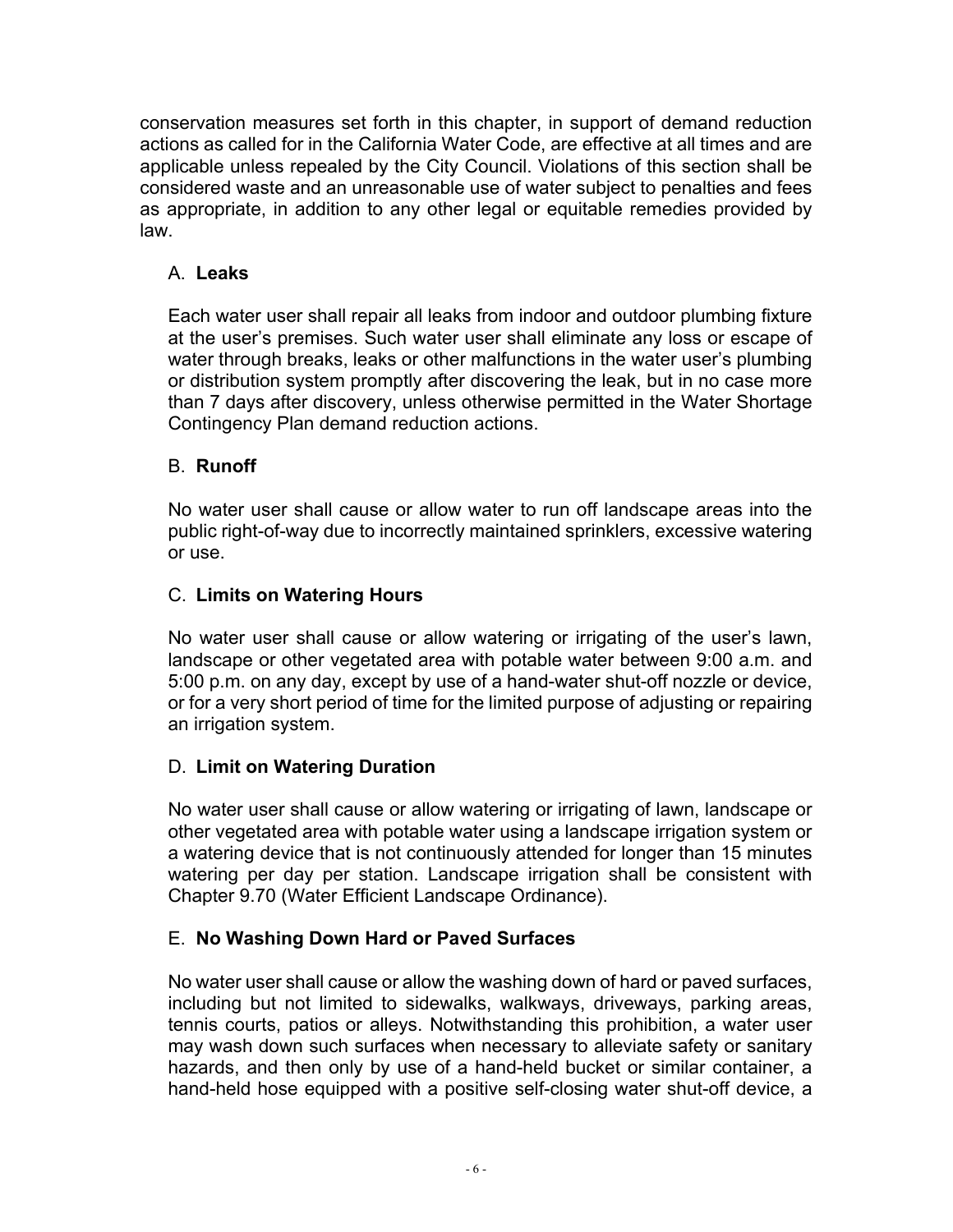conservation measures set forth in this chapter, in support of demand reduction actions as called for in the California Water Code, are effective at all times and are applicable unless repealed by the City Council. Violations of this section shall be considered waste and an unreasonable use of water subject to penalties and fees as appropriate, in addition to any other legal or equitable remedies provided by law.

A. **Leaks**

Each water user shall repair all leaks from indoor and outdoor plumbing fixture at the user's premises. Such water user shall eliminate any loss or escape of water through breaks, leaks or other malfunctions in the water user's plumbing or distribution system promptly after discovering the leak, but in no case more than 7 days after discovery, unless otherwise permitted in the Water Shortage Contingency Plan demand reduction actions.

B. **Runoff**

No water user shall cause or allow water to run off landscape areas into the public right-of-way due to incorrectly maintained sprinklers, excessive watering or use.

C. **Limits on Watering Hours**

No water user shall cause or allow watering or irrigating of the user's lawn, landscape or other vegetated area with potable water between 9:00 a.m. and 5:00 p.m. on any day, except by use of a hand-water shut-off nozzle or device, or for a very short period of time for the limited purpose of adjusting or repairing an irrigation system.

D. **Limit on Watering Duration**

No water user shall cause or allow watering or irrigating of lawn, landscape or other vegetated area with potable water using a landscape irrigation system or a watering device that is not continuously attended for longer than 15 minutes watering per day per station. Landscape irrigation shall be consistent with Chapter 9.70 (Water Efficient Landscape Ordinance).

E. **No Washing Down Hard or Paved Surfaces**

No water user shall cause or allow the washing down of hard or paved surfaces, including but not limited to sidewalks, walkways, driveways, parking areas, tennis courts, patios or alleys. Notwithstanding this prohibition, a water user may wash down such surfaces when necessary to alleviate safety or sanitary hazards, and then only by use of a hand-held bucket or similar container, a hand-held hose equipped with a positive self-closing water shut-off device, a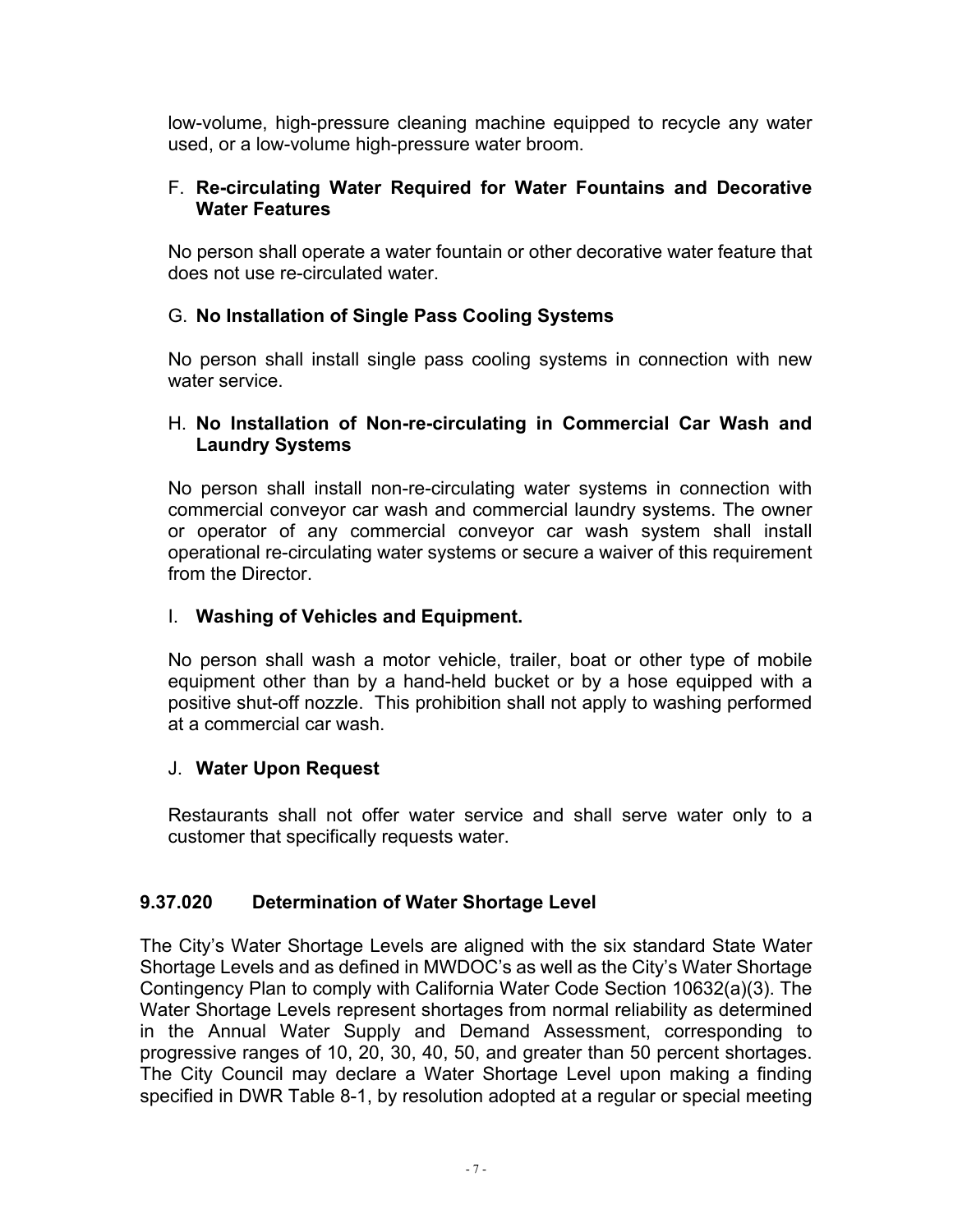low-volume, high-pressure cleaning machine equipped to recycle any water used, or a low-volume high-pressure water broom.

F. **Re-circulating Water Required for Water Fountains and Decorative Water Features**

No person shall operate a water fountain or other decorative water feature that does not use re-circulated water.

G. **No Installation of Single Pass Cooling Systems**

No person shall install single pass cooling systems in connection with new water service.

H. **No Installation of Non-re-circulating in Commercial Car Wash and Laundry Systems**

No person shall install non-re-circulating water systems in connection with commercial conveyor car wash and commercial laundry systems. The owner or operator of any commercial conveyor car wash system shall install operational re-circulating water systems or secure a waiver of this requirement from the Director.

I. **Washing of Vehicles and Equipment.**

No person shall wash a motor vehicle, trailer, boat or other type of mobile equipment other than by a hand-held bucket or by a hose equipped with a positive shut-off nozzle. This prohibition shall not apply to washing performed at a commercial car wash.

J. **Water Upon Request**

Restaurants shall not offer water service and shall serve water only to a customer that specifically requests water.

## 9.37.020 Determination of Water Shortage Level

The City's Water Shortage Levels are aligned with the six standard State Water Shortage Levels and as defined in MWDOC's as well as the City's Water Shortage Contingency Plan to comply with California Water Code Section 10632(a)(3). The Water Shortage Levels represent shortages from normal reliability as determined in the Annual Water Supply and Demand Assessment, corresponding to progressive ranges of 10, 20, 30, 40, 50, and greater than 50 percent shortages. The City Council may declare a Water Shortage Level upon making a finding specified in DWR Table 8-1, by resolution adopted at a regular or special meeting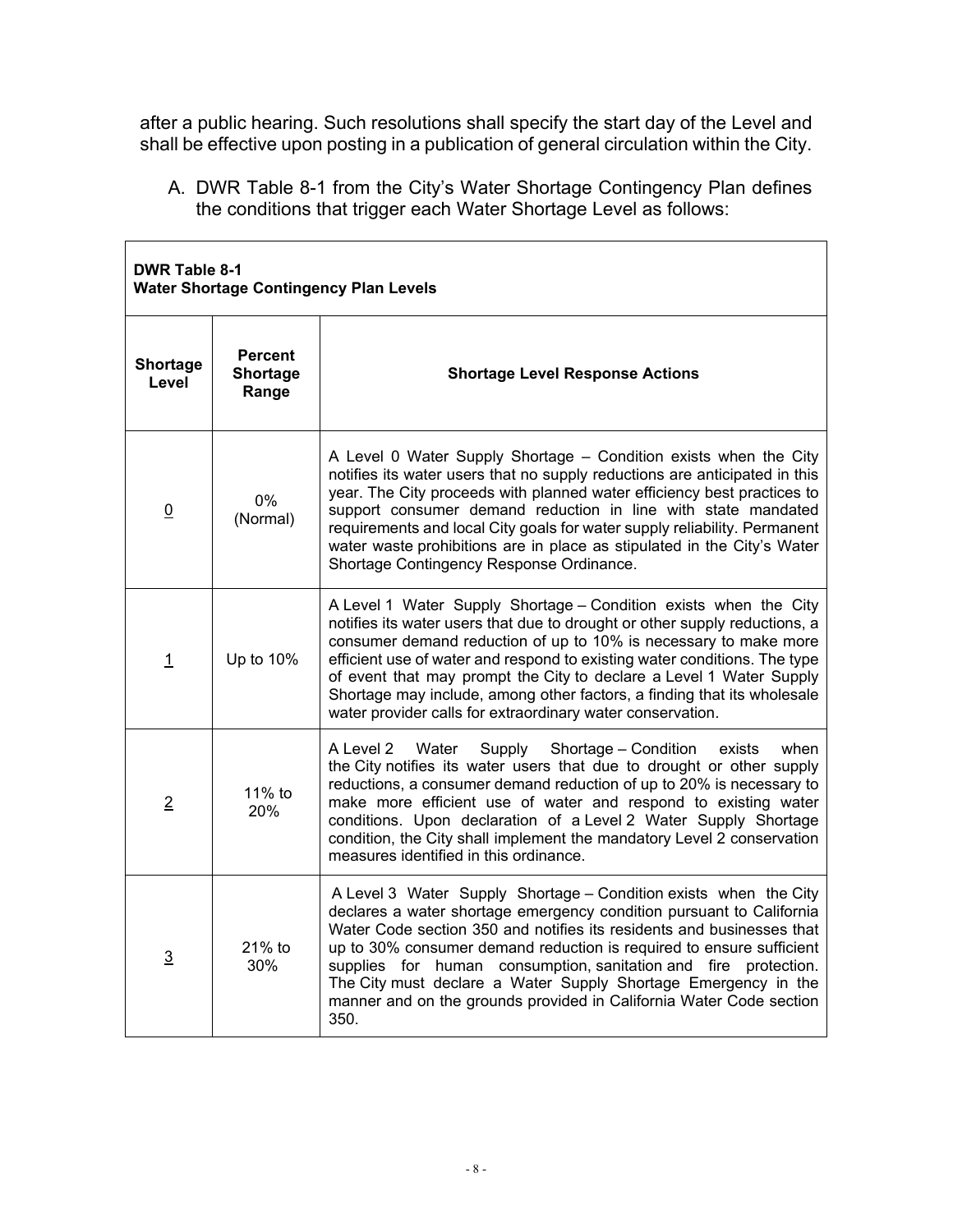after a public hearing. Such resolutions shall specify the start day of the Level and shall be effective upon posting in a publication of general circulation within the City.

A. DWR Table 8-1 from the City's Water Shortage Contingency Plan defines the conditions that trigger each Water Shortage Level as follows:

| **DWR Table 8-1**<br>**Water Shortage Contingency Plan Levels** | | |
|---|---|---|
| **Shortage Level** | **Percent Shortage Range** | **Shortage Level Response Actions** |
| 0 | 0% (Normal) | A Level 0 Water Supply Shortage – Condition exists when the City notifies its water users that no supply reductions are anticipated in this year. The City proceeds with planned water efficiency best practices to support consumer demand reduction in line with state mandated requirements and local City goals for water supply reliability. Permanent water waste prohibitions are in place as stipulated in the City's Water Shortage Contingency Response Ordinance. |
| 1 | Up to 10% | A Level 1 Water Supply Shortage – Condition exists when the City notifies its water users that due to drought or other supply reductions, a consumer demand reduction of up to 10% is necessary to make more efficient use of water and respond to existing water conditions. The type of event that may prompt the City to declare a Level 1 Water Supply Shortage may include, among other factors, a finding that its wholesale water provider calls for extraordinary water conservation. |
| 2 | 11% to 20% | A Level 2 Water Supply Shortage – Condition exists when the City notifies its water users that due to drought or other supply reductions, a consumer demand reduction of up to 20% is necessary to make more efficient use of water and respond to existing water conditions. Upon declaration of a Level 2 Water Supply Shortage condition, the City shall implement the mandatory Level 2 conservation measures identified in this ordinance. |
| 3 | 21% to 30% | A Level 3 Water Supply Shortage – Condition exists when the City declares a water shortage emergency condition pursuant to California Water Code section 350 and notifies its residents and businesses that up to 30% consumer demand reduction is required to ensure sufficient supplies for human consumption, sanitation and fire protection. The City must declare a Water Supply Shortage Emergency in the manner and on the grounds provided in California Water Code section 350. |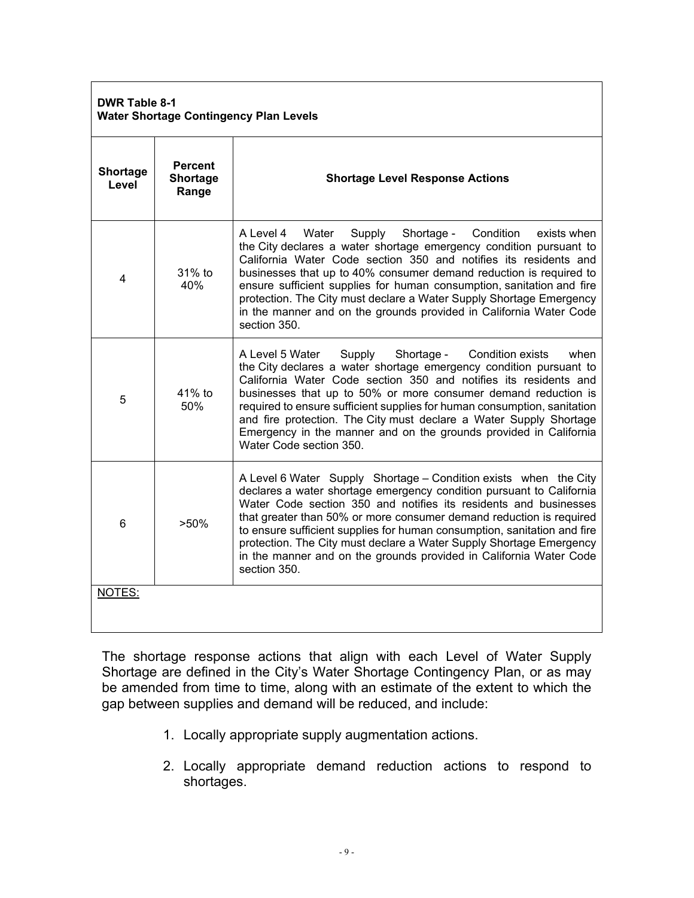**DWR Table 8-1**
**Water Shortage Contingency Plan Levels**

| Shortage Level | Percent Shortage Range | Shortage Level Response Actions |
|---|---|---|
| 4 | 31% to 40% | A Level 4 Water Supply Shortage - Condition exists when the City declares a water shortage emergency condition pursuant to California Water Code section 350 and notifies its residents and businesses that up to 40% consumer demand reduction is required to ensure sufficient supplies for human consumption, sanitation and fire protection. The City must declare a Water Supply Shortage Emergency in the manner and on the grounds provided in California Water Code section 350. |
| 5 | 41% to 50% | A Level 5 Water Supply Shortage - Condition exists when the City declares a water shortage emergency condition pursuant to California Water Code section 350 and notifies its residents and businesses that up to 50% or more consumer demand reduction is required to ensure sufficient supplies for human consumption, sanitation and fire protection. The City must declare a Water Supply Shortage Emergency in the manner and on the grounds provided in California Water Code section 350. |
| 6 | >50% | A Level 6 Water Supply Shortage – Condition exists when the City declares a water shortage emergency condition pursuant to California Water Code section 350 and notifies its residents and businesses that greater than 50% or more consumer demand reduction is required to ensure sufficient supplies for human consumption, sanitation and fire protection. The City must declare a Water Supply Shortage Emergency in the manner and on the grounds provided in California Water Code section 350. |

NOTES:

The shortage response actions that align with each Level of Water Supply Shortage are defined in the City's Water Shortage Contingency Plan, or as may be amended from time to time, along with an estimate of the extent to which the gap between supplies and demand will be reduced, and include:

1. Locally appropriate supply augmentation actions.
2. Locally appropriate demand reduction actions to respond to shortages.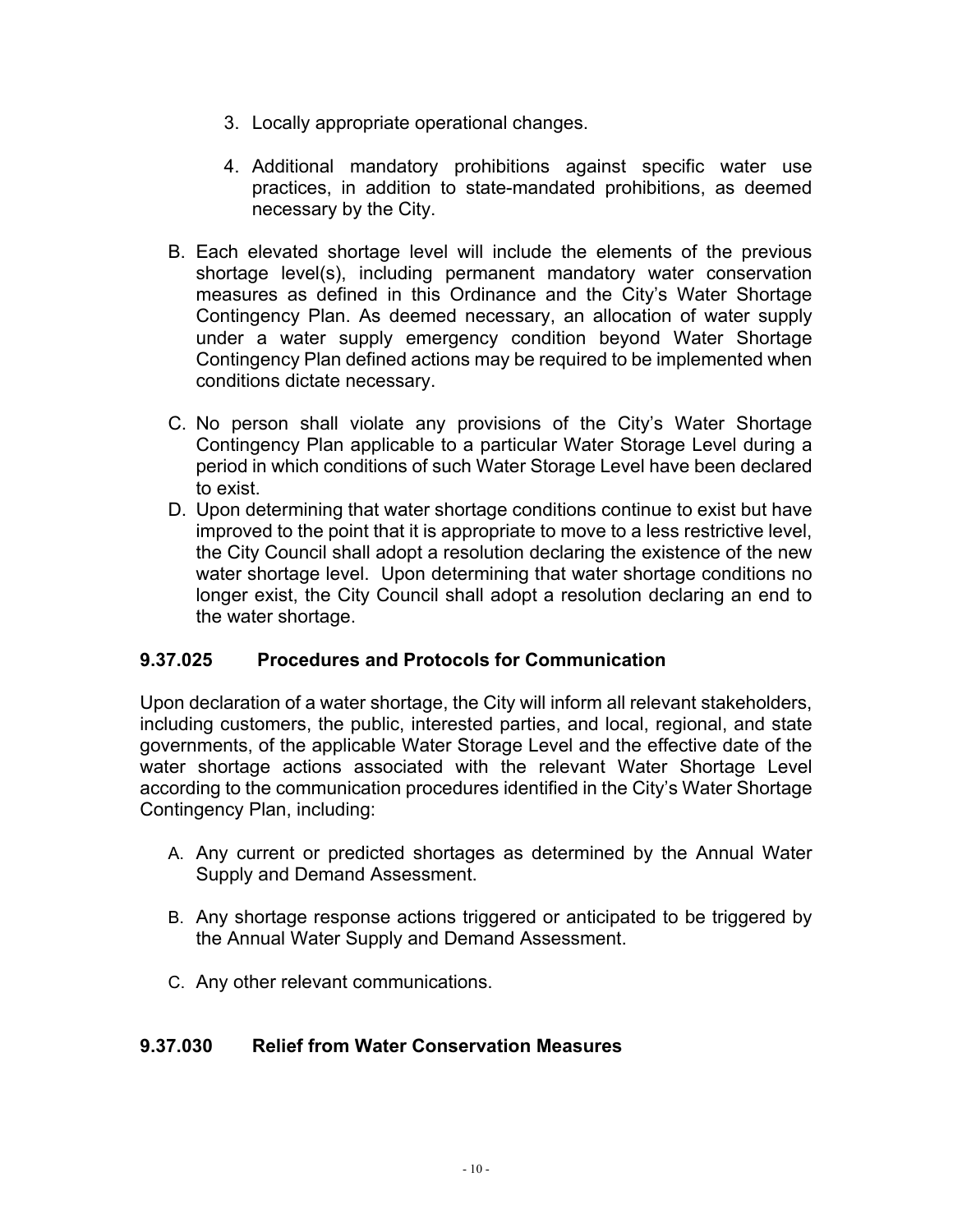3. Locally appropriate operational changes.

4. Additional mandatory prohibitions against specific water use practices, in addition to state-mandated prohibitions, as deemed necessary by the City.

B. Each elevated shortage level will include the elements of the previous shortage level(s), including permanent mandatory water conservation measures as defined in this Ordinance and the City's Water Shortage Contingency Plan. As deemed necessary, an allocation of water supply under a water supply emergency condition beyond Water Shortage Contingency Plan defined actions may be required to be implemented when conditions dictate necessary.

C. No person shall violate any provisions of the City's Water Shortage Contingency Plan applicable to a particular Water Storage Level during a period in which conditions of such Water Storage Level have been declared to exist.

D. Upon determining that water shortage conditions continue to exist but have improved to the point that it is appropriate to move to a less restrictive level, the City Council shall adopt a resolution declaring the existence of the new water shortage level. Upon determining that water shortage conditions no longer exist, the City Council shall adopt a resolution declaring an end to the water shortage.

### 9.37.025 Procedures and Protocols for Communication

Upon declaration of a water shortage, the City will inform all relevant stakeholders, including customers, the public, interested parties, and local, regional, and state governments, of the applicable Water Storage Level and the effective date of the water shortage actions associated with the relevant Water Shortage Level according to the communication procedures identified in the City's Water Shortage Contingency Plan, including:

A. Any current or predicted shortages as determined by the Annual Water Supply and Demand Assessment.

B. Any shortage response actions triggered or anticipated to be triggered by the Annual Water Supply and Demand Assessment.

C. Any other relevant communications.

### 9.37.030 Relief from Water Conservation Measures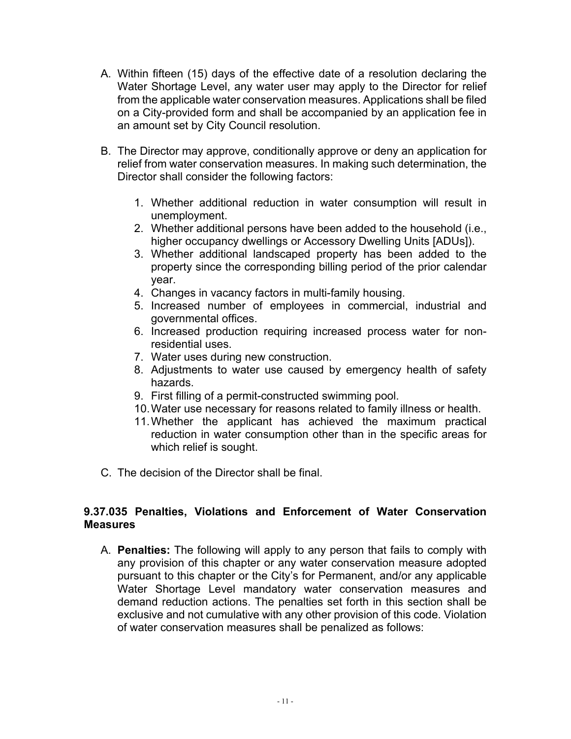A. Within fifteen (15) days of the effective date of a resolution declaring the Water Shortage Level, any water user may apply to the Director for relief from the applicable water conservation measures. Applications shall be filed on a City-provided form and shall be accompanied by an application fee in an amount set by City Council resolution.

B. The Director may approve, conditionally approve or deny an application for relief from water conservation measures. In making such determination, the Director shall consider the following factors:

   1. Whether additional reduction in water consumption will result in unemployment.
   2. Whether additional persons have been added to the household (i.e., higher occupancy dwellings or Accessory Dwelling Units [ADUs]).
   3. Whether additional landscaped property has been added to the property since the corresponding billing period of the prior calendar year.
   4. Changes in vacancy factors in multi-family housing.
   5. Increased number of employees in commercial, industrial and governmental offices.
   6. Increased production requiring increased process water for non-residential uses.
   7. Water uses during new construction.
   8. Adjustments to water use caused by emergency health of safety hazards.
   9. First filling of a permit-constructed swimming pool.
   10. Water use necessary for reasons related to family illness or health.
   11. Whether the applicant has achieved the maximum practical reduction in water consumption other than in the specific areas for which relief is sought.

C. The decision of the Director shall be final.

### 9.37.035 Penalties, Violations and Enforcement of Water Conservation Measures

A. **Penalties:** The following will apply to any person that fails to comply with any provision of this chapter or any water conservation measure adopted pursuant to this chapter or the City's for Permanent, and/or any applicable Water Shortage Level mandatory water conservation measures and demand reduction actions. The penalties set forth in this section shall be exclusive and not cumulative with any other provision of this code. Violation of water conservation measures shall be penalized as follows: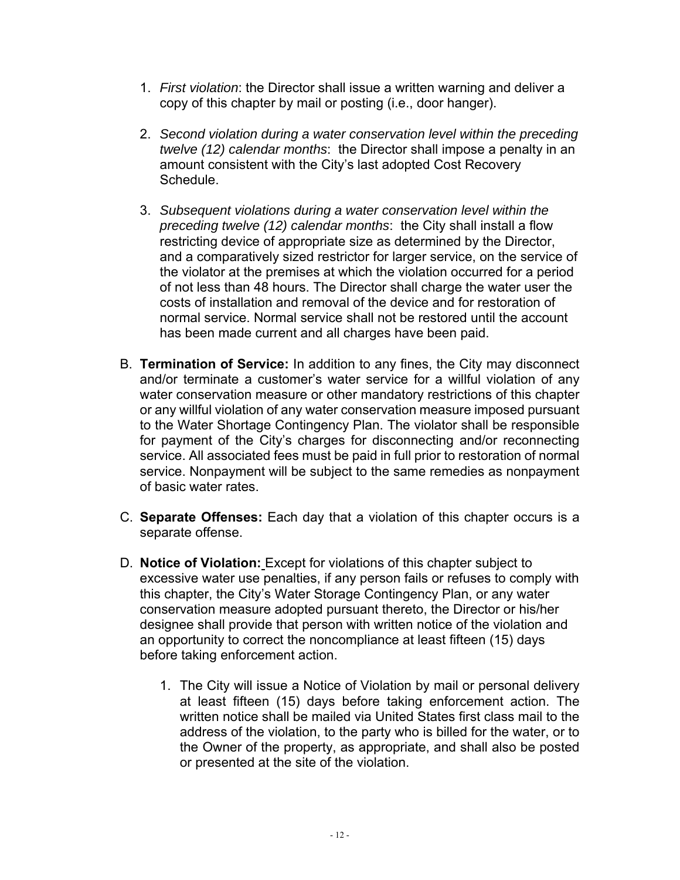1. *First violation*: the Director shall issue a written warning and deliver a copy of this chapter by mail or posting (i.e., door hanger).

2. *Second violation during a water conservation level within the preceding twelve (12) calendar months*: the Director shall impose a penalty in an amount consistent with the City's last adopted Cost Recovery Schedule.

3. *Subsequent violations during a water conservation level within the preceding twelve (12) calendar months*: the City shall install a flow restricting device of appropriate size as determined by the Director, and a comparatively sized restrictor for larger service, on the service of the violator at the premises at which the violation occurred for a period of not less than 48 hours. The Director shall charge the water user the costs of installation and removal of the device and for restoration of normal service. Normal service shall not be restored until the account has been made current and all charges have been paid.

B. **Termination of Service:** In addition to any fines, the City may disconnect and/or terminate a customer's water service for a willful violation of any water conservation measure or other mandatory restrictions of this chapter or any willful violation of any water conservation measure imposed pursuant to the Water Shortage Contingency Plan. The violator shall be responsible for payment of the City's charges for disconnecting and/or reconnecting service. All associated fees must be paid in full prior to restoration of normal service. Nonpayment will be subject to the same remedies as nonpayment of basic water rates.

C. **Separate Offenses:** Each day that a violation of this chapter occurs is a separate offense.

D. **Notice of Violation:** Except for violations of this chapter subject to excessive water use penalties, if any person fails or refuses to comply with this chapter, the City's Water Storage Contingency Plan, or any water conservation measure adopted pursuant thereto, the Director or his/her designee shall provide that person with written notice of the violation and an opportunity to correct the noncompliance at least fifteen (15) days before taking enforcement action.

   1. The City will issue a Notice of Violation by mail or personal delivery at least fifteen (15) days before taking enforcement action. The written notice shall be mailed via United States first class mail to the address of the violation, to the party who is billed for the water, or to the Owner of the property, as appropriate, and shall also be posted or presented at the site of the violation.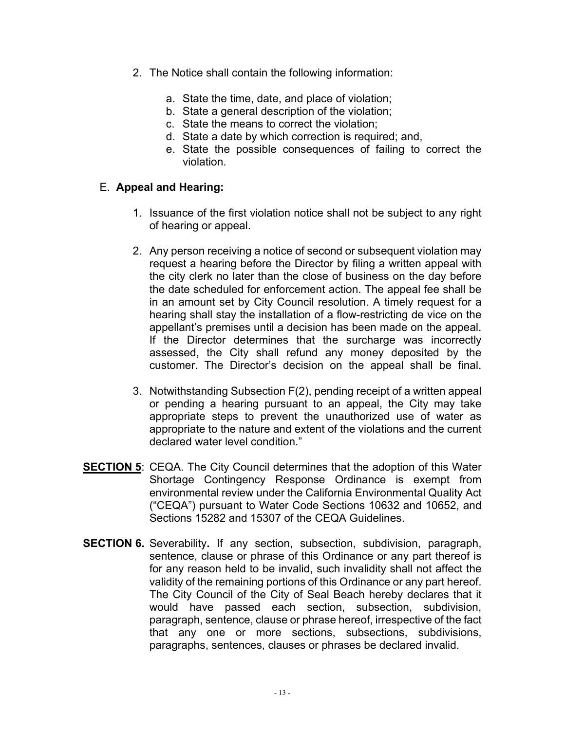2. The Notice shall contain the following information:

    a. State the time, date, and place of violation;
    b. State a general description of the violation;
    c. State the means to correct the violation;
    d. State a date by which correction is required; and,
    e. State the possible consequences of failing to correct the violation.

E. **Appeal and Hearing:**

1. Issuance of the first violation notice shall not be subject to any right of hearing or appeal.

2. Any person receiving a notice of second or subsequent violation may request a hearing before the Director by filing a written appeal with the city clerk no later than the close of business on the day before the date scheduled for enforcement action. The appeal fee shall be in an amount set by City Council resolution. A timely request for a hearing shall stay the installation of a flow-restricting de vice on the appellant's premises until a decision has been made on the appeal. If the Director determines that the surcharge was incorrectly assessed, the City shall refund any money deposited by the customer. The Director's decision on the appeal shall be final.

3. Notwithstanding Subsection F(2), pending receipt of a written appeal or pending a hearing pursuant to an appeal, the City may take appropriate steps to prevent the unauthorized use of water as appropriate to the nature and extent of the violations and the current declared water level condition."

**<u>SECTION 5</u>**: CEQA. The City Council determines that the adoption of this Water Shortage Contingency Response Ordinance is exempt from environmental review under the California Environmental Quality Act ("CEQA") pursuant to Water Code Sections 10632 and 10652, and Sections 15282 and 15307 of the CEQA Guidelines.

**SECTION 6.** Severability**.** If any section, subsection, subdivision, paragraph, sentence, clause or phrase of this Ordinance or any part thereof is for any reason held to be invalid, such invalidity shall not affect the validity of the remaining portions of this Ordinance or any part hereof. The City Council of the City of Seal Beach hereby declares that it would have passed each section, subsection, subdivision, paragraph, sentence, clause or phrase hereof, irrespective of the fact that any one or more sections, subsections, subdivisions, paragraphs, sentences, clauses or phrases be declared invalid.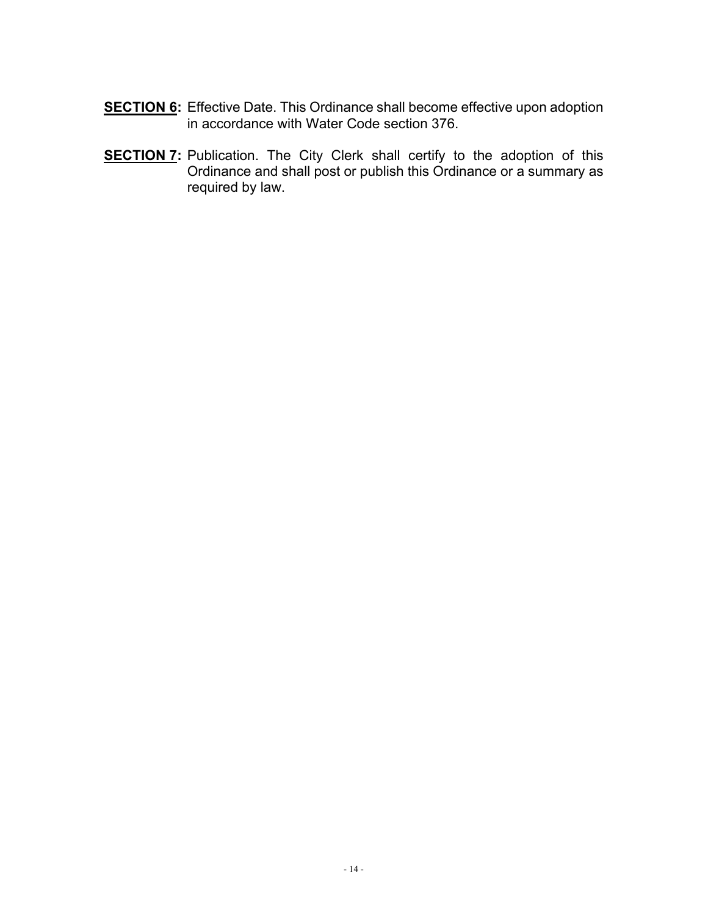**SECTION 6:** Effective Date. This Ordinance shall become effective upon adoption in accordance with Water Code section 376.

**SECTION 7:** Publication. The City Clerk shall certify to the adoption of this Ordinance and shall post or publish this Ordinance or a summary as required by law.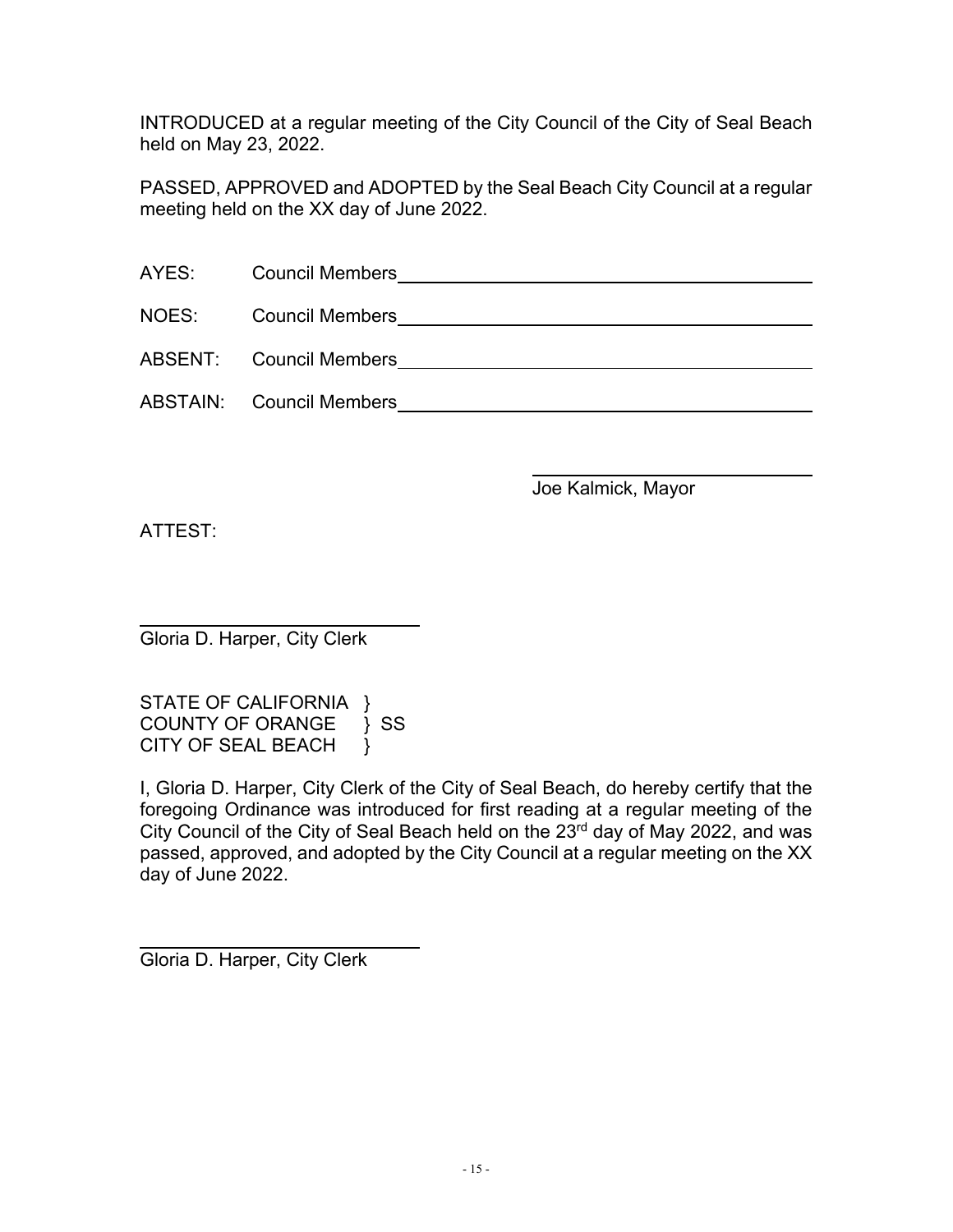INTRODUCED at a regular meeting of the City Council of the City of Seal Beach held on May 23, 2022.

PASSED, APPROVED and ADOPTED by the Seal Beach City Council at a regular meeting held on the XX day of June 2022.

AYES: Council Members ____________________

NOES: Council Members ____________________

ABSENT: Council Members ____________________

ABSTAIN: Council Members ____________________

____________________
Joe Kalmick, Mayor

ATTEST:

____________________
Gloria D. Harper, City Clerk

STATE OF CALIFORNIA }
COUNTY OF ORANGE } SS
CITY OF SEAL BEACH }

I, Gloria D. Harper, City Clerk of the City of Seal Beach, do hereby certify that the foregoing Ordinance was introduced for first reading at a regular meeting of the City Council of the City of Seal Beach held on the 23rd day of May 2022, and was passed, approved, and adopted by the City Council at a regular meeting on the XX day of June 2022.

____________________
Gloria D. Harper, City Clerk